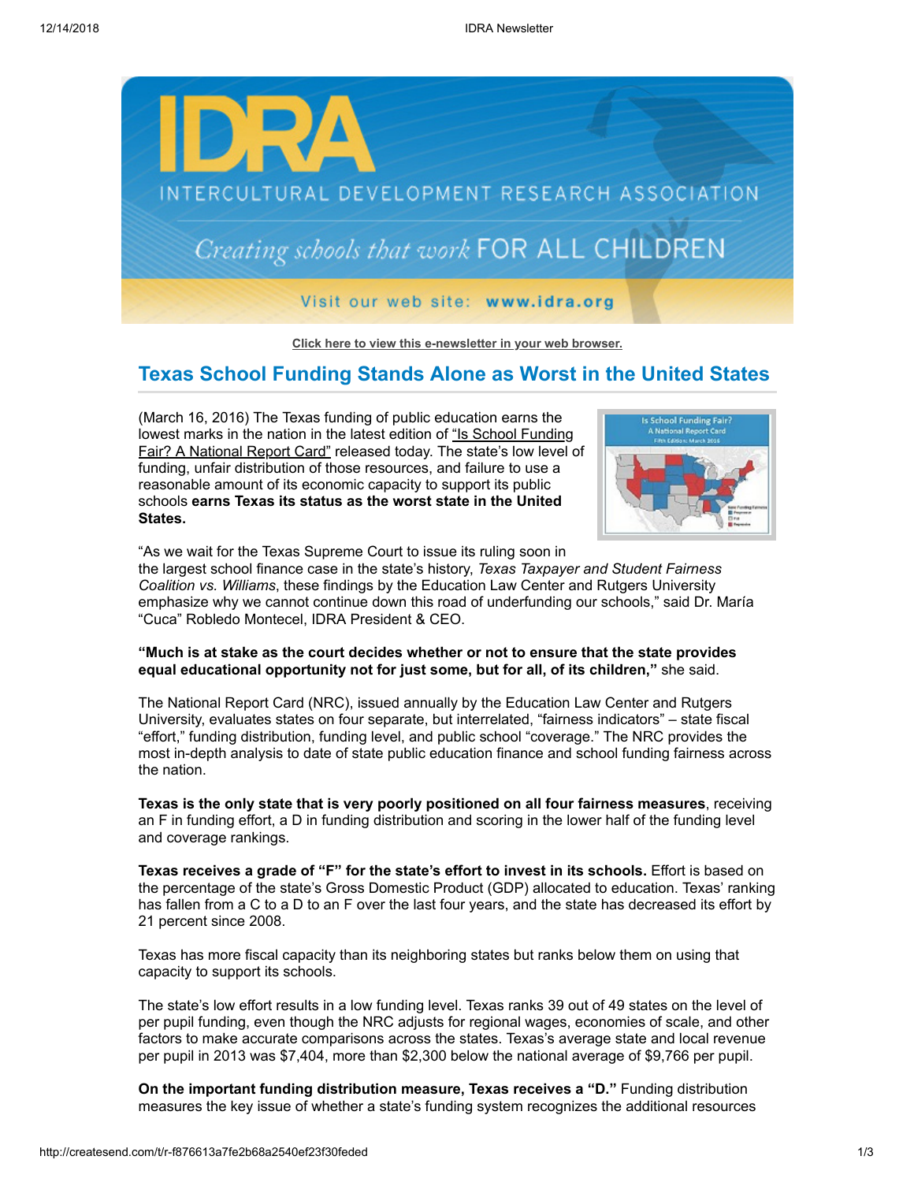Click here to view this e-newsletter in your web browser.

## Texas School Funding Stands Alone as Worst in the United States

(March 16, 2016) The Texas funding of public education earns the lowest marks in the nation in the latest edition of "Is School Funding Fair? A National Report Card" released today. The state's low level of funding, unfair distribution of those resources, and failure to use a reasonable amount of its economic capacity to support its public schools **earns Texas its status as the worst state in the United States.**

"As we wait for the Texas Supreme Court to issue its ruling soon in the largest school finance case in the state's history, *Texas Taxpayer and Student Fairness Coalition vs. Williams*, these findings by the Education Law Center and Rutgers University emphasize why we cannot continue down this road of underfunding our schools," said Dr. María "Cuca" Robledo Montecel, IDRA President & CEO.

**"Much is at stake as the court decides whether or not to ensure that the state provides equal educational opportunity not for just some, but for all, of its children,"** she said.

The National Report Card (NRC), issued annually by the Education Law Center and Rutgers University, evaluates states on four separate, but interrelated, "fairness indicators" – state fiscal "effort," funding distribution, funding level, and public school "coverage." The NRC provides the most in-depth analysis to date of state public education finance and school funding fairness across the nation.

**Texas is the only state that is very poorly positioned on all four fairness measures**, receiving an F in funding effort, a D in funding distribution and scoring in the lower half of the funding level and coverage rankings.

**Texas receives a grade of "F" for the state's effort to invest in its schools.** Effort is based on the percentage of the state's Gross Domestic Product (GDP) allocated to education. Texas' ranking has fallen from a C to a D to an F over the last four years, and the state has decreased its effort by 21 percent since 2008.

Texas has more fiscal capacity than its neighboring states but ranks below them on using that capacity to support its schools.

The state's low effort results in a low funding level. Texas ranks 39 out of 49 states on the level of per pupil funding, even though the NRC adjusts for regional wages, economies of scale, and other factors to make accurate comparisons across the states. Texas's average state and local revenue per pupil in 2013 was $7,404, more than $2,300 below the national average of $9,766 per pupil.

**On the important funding distribution measure, Texas receives a "D."** Funding distribution measures the key issue of whether a state's funding system recognizes the additional resources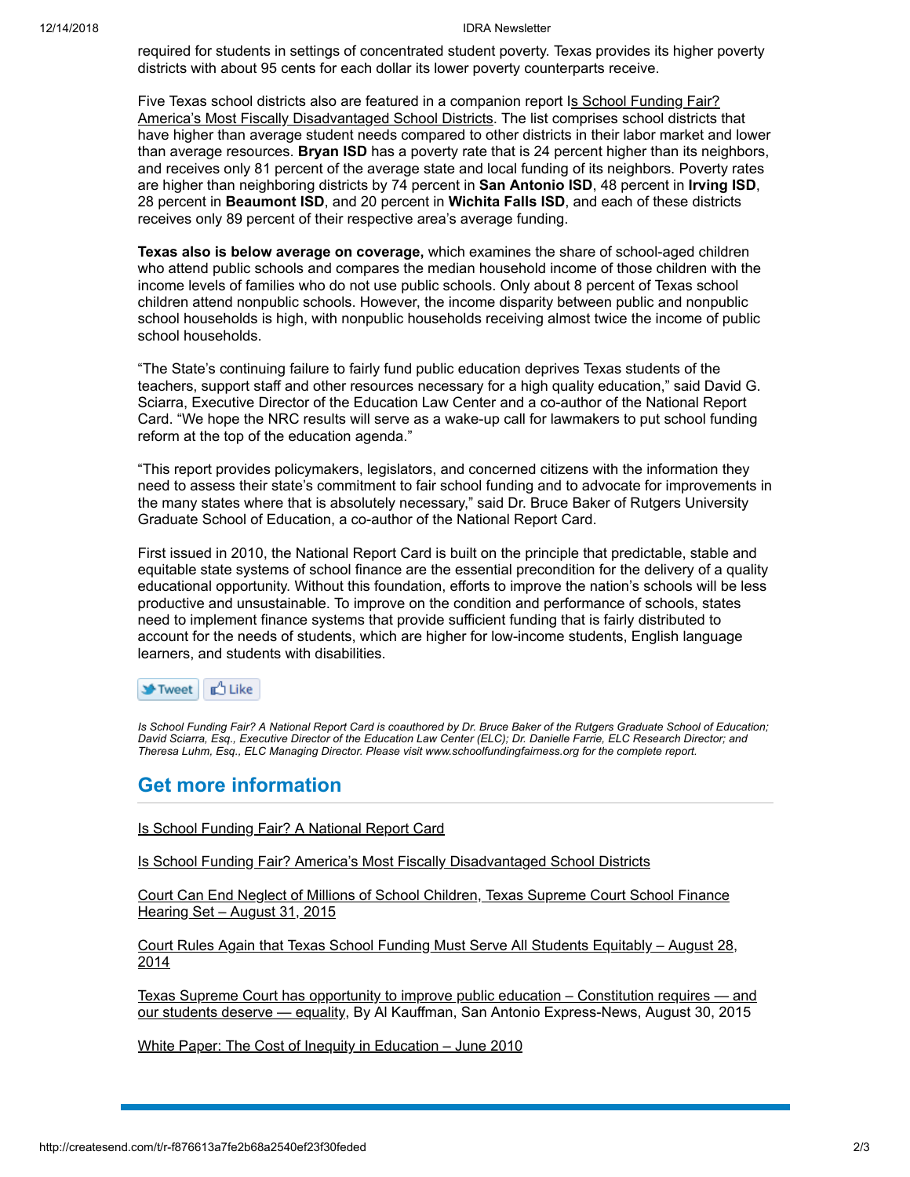required for students in settings of concentrated student poverty. Texas provides its higher poverty districts with about 95 cents for each dollar its lower poverty counterparts receive.

Five Texas school districts also are featured in a companion report Is School Funding Fair? America's Most Fiscally Disadvantaged School Districts. The list comprises school districts that have higher than average student needs compared to other districts in their labor market and lower than average resources. **Bryan ISD** has a poverty rate that is 24 percent higher than its neighbors, and receives only 81 percent of the average state and local funding of its neighbors. Poverty rates are higher than neighboring districts by 74 percent in **San Antonio ISD**, 48 percent in **Irving ISD**, 28 percent in **Beaumont ISD**, and 20 percent in **Wichita Falls ISD**, and each of these districts receives only 89 percent of their respective area's average funding.

**Texas also is below average on coverage,** which examines the share of school-aged children who attend public schools and compares the median household income of those children with the income levels of families who do not use public schools. Only about 8 percent of Texas school children attend nonpublic schools. However, the income disparity between public and nonpublic school households is high, with nonpublic households receiving almost twice the income of public school households.

"The State's continuing failure to fairly fund public education deprives Texas students of the teachers, support staff and other resources necessary for a high quality education," said David G. Sciarra, Executive Director of the Education Law Center and a co-author of the National Report Card. "We hope the NRC results will serve as a wake-up call for lawmakers to put school funding reform at the top of the education agenda."

"This report provides policymakers, legislators, and concerned citizens with the information they need to assess their state's commitment to fair school funding and to advocate for improvements in the many states where that is absolutely necessary," said Dr. Bruce Baker of Rutgers University Graduate School of Education, a co-author of the National Report Card.

First issued in 2010, the National Report Card is built on the principle that predictable, stable and equitable state systems of school finance are the essential precondition for the delivery of a quality educational opportunity. Without this foundation, efforts to improve the nation's schools will be less productive and unsustainable. To improve on the condition and performance of schools, states need to implement finance systems that provide sufficient funding that is fairly distributed to account for the needs of students, which are higher for low-income students, English language learners, and students with disabilities.

Tweet Like

*Is School Funding Fair? A National Report Card is coauthored by Dr. Bruce Baker of the Rutgers Graduate School of Education; David Sciarra, Esq., Executive Director of the Education Law Center (ELC); Dr. Danielle Farrie, ELC Research Director; and Theresa Luhm, Esq., ELC Managing Director. Please visit www.schoolfundingfairness.org for the complete report.*

## Get more information

Is School Funding Fair? A National Report Card

Is School Funding Fair? America's Most Fiscally Disadvantaged School Districts

Court Can End Neglect of Millions of School Children, Texas Supreme Court School Finance Hearing Set – August 31, 2015

Court Rules Again that Texas School Funding Must Serve All Students Equitably – August 28, 2014

Texas Supreme Court has opportunity to improve public education – Constitution requires — and our students deserve — equality, By Al Kauffman, San Antonio Express-News, August 30, 2015

White Paper: The Cost of Inequity in Education – June 2010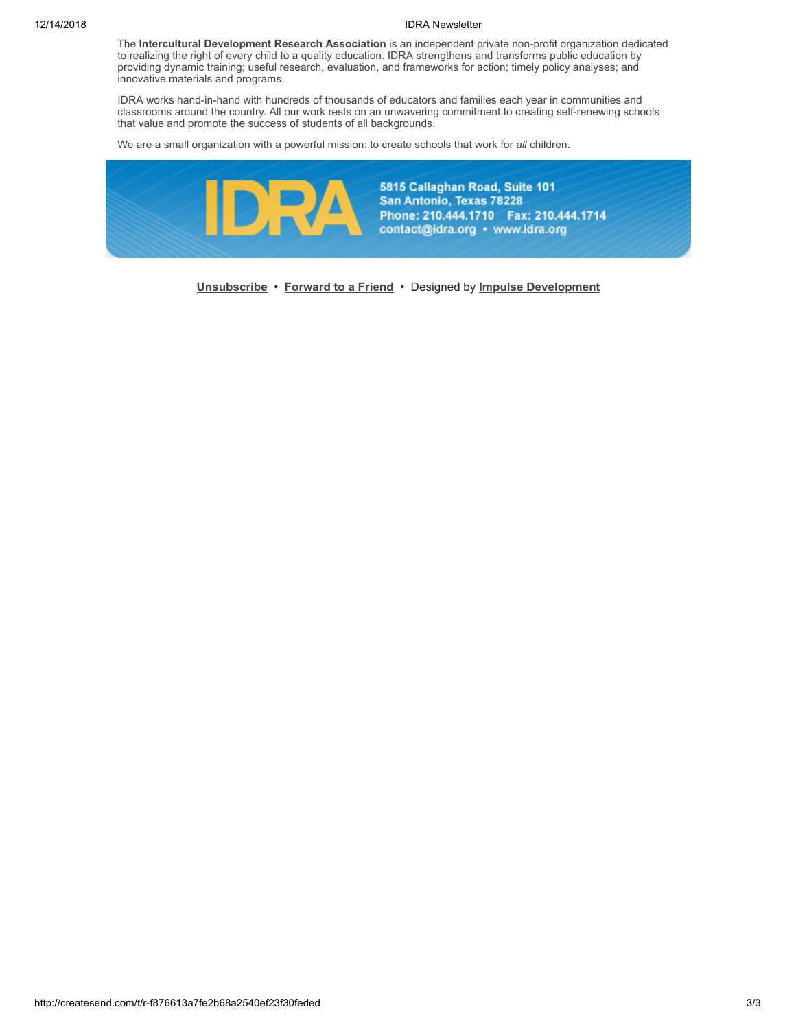The **Intercultural Development Research Association** is an independent private non-profit organization dedicated to realizing the right of every child to a quality education. IDRA strengthens and transforms public education by providing dynamic training; useful research, evaluation, and frameworks for action; timely policy analyses; and innovative materials and programs.

IDRA works hand-in-hand with hundreds of thousands of educators and families each year in communities and classrooms around the country. All our work rests on an unwavering commitment to creating self-renewing schools that value and promote the success of students of all backgrounds.

We are a small organization with a powerful mission: to create schools that work for *all* children.

IDRA

5815 Callaghan Road, Suite 101
San Antonio, Texas 78228
Phone: 210.444.1710 Fax: 210.444.1714
contact@idra.org • www.idra.org

**Unsubscribe** • **Forward to a Friend** • Designed by **Impulse Development**